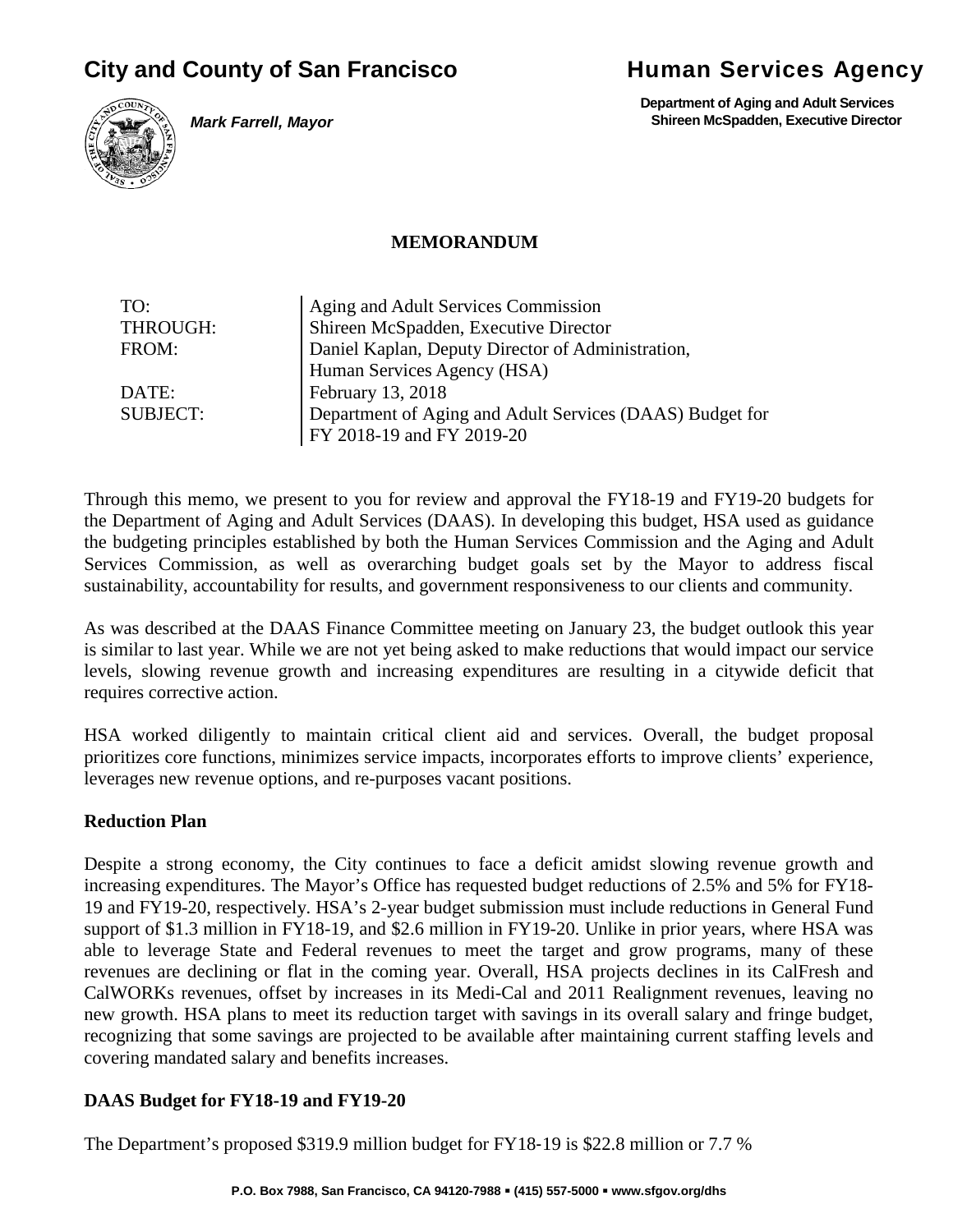**City and County of San Francisco**

***Mark Farrell, Mayor***

**Human Services Agency**

**Department of Aging and Adult Services**
**Shireen McSpadden, Executive Director**

**MEMORANDUM**

| | |
|---|---|
| TO: | Aging and Adult Services Commission |
| THROUGH: | Shireen McSpadden, Executive Director |
| FROM: | Daniel Kaplan, Deputy Director of Administration, Human Services Agency (HSA) |
| DATE: | February 13, 2018 |
| SUBJECT: | Department of Aging and Adult Services (DAAS) Budget for FY 2018-19 and FY 2019-20 |

Through this memo, we present to you for review and approval the FY18-19 and FY19-20 budgets for the Department of Aging and Adult Services (DAAS). In developing this budget, HSA used as guidance the budgeting principles established by both the Human Services Commission and the Aging and Adult Services Commission, as well as overarching budget goals set by the Mayor to address fiscal sustainability, accountability for results, and government responsiveness to our clients and community.

As was described at the DAAS Finance Committee meeting on January 23, the budget outlook this year is similar to last year. While we are not yet being asked to make reductions that would impact our service levels, slowing revenue growth and increasing expenditures are resulting in a citywide deficit that requires corrective action.

HSA worked diligently to maintain critical client aid and services. Overall, the budget proposal prioritizes core functions, minimizes service impacts, incorporates efforts to improve clients' experience, leverages new revenue options, and re-purposes vacant positions.

**Reduction Plan**

Despite a strong economy, the City continues to face a deficit amidst slowing revenue growth and increasing expenditures. The Mayor's Office has requested budget reductions of 2.5% and 5% for FY18-19 and FY19-20, respectively. HSA's 2-year budget submission must include reductions in General Fund support of $1.3 million in FY18-19, and $2.6 million in FY19-20. Unlike in prior years, where HSA was able to leverage State and Federal revenues to meet the target and grow programs, many of these revenues are declining or flat in the coming year. Overall, HSA projects declines in its CalFresh and CalWORKs revenues, offset by increases in its Medi-Cal and 2011 Realignment revenues, leaving no new growth. HSA plans to meet its reduction target with savings in its overall salary and fringe budget, recognizing that some savings are projected to be available after maintaining current staffing levels and covering mandated salary and benefits increases.

**DAAS Budget for FY18-19 and FY19-20**

The Department's proposed $319.9 million budget for FY18-19 is $22.8 million or 7.7 %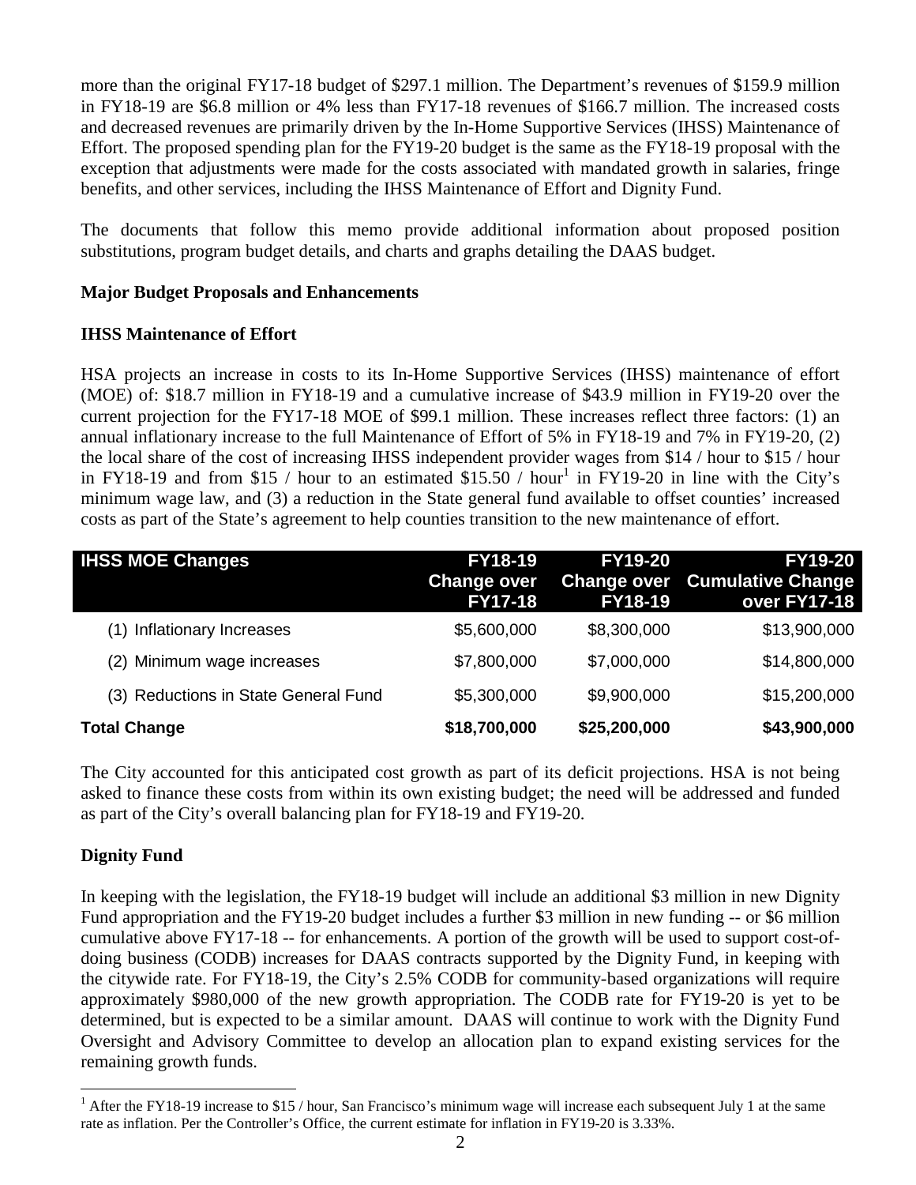more than the original FY17-18 budget of $297.1 million. The Department's revenues of $159.9 million in FY18-19 are $6.8 million or 4% less than FY17-18 revenues of $166.7 million. The increased costs and decreased revenues are primarily driven by the In-Home Supportive Services (IHSS) Maintenance of Effort. The proposed spending plan for the FY19-20 budget is the same as the FY18-19 proposal with the exception that adjustments were made for the costs associated with mandated growth in salaries, fringe benefits, and other services, including the IHSS Maintenance of Effort and Dignity Fund.

The documents that follow this memo provide additional information about proposed position substitutions, program budget details, and charts and graphs detailing the DAAS budget.

**Major Budget Proposals and Enhancements**

**IHSS Maintenance of Effort**

HSA projects an increase in costs to its In-Home Supportive Services (IHSS) maintenance of effort (MOE) of: $18.7 million in FY18-19 and a cumulative increase of $43.9 million in FY19-20 over the current projection for the FY17-18 MOE of $99.1 million. These increases reflect three factors: (1) an annual inflationary increase to the full Maintenance of Effort of 5% in FY18-19 and 7% in FY19-20, (2) the local share of the cost of increasing IHSS independent provider wages from $14 / hour to $15 / hour in FY18-19 and from $15 / hour to an estimated $15.50 / hour[1] in FY19-20 in line with the City's minimum wage law, and (3) a reduction in the State general fund available to offset counties' increased costs as part of the State's agreement to help counties transition to the new maintenance of effort.

| IHSS MOE Changes | FY18-19 Change over FY17-18 | FY19-20 Change over FY18-19 | FY19-20 Cumulative Change over FY17-18 |
|---|---|---|---|
| (1) Inflationary Increases | $5,600,000 | $8,300,000 | $13,900,000 |
| (2) Minimum wage increases | $7,800,000 | $7,000,000 | $14,800,000 |
| (3) Reductions in State General Fund | $5,300,000 | $9,900,000 | $15,200,000 |
| **Total Change** | **$18,700,000** | **$25,200,000** | **$43,900,000** |

The City accounted for this anticipated cost growth as part of its deficit projections. HSA is not being asked to finance these costs from within its own existing budget; the need will be addressed and funded as part of the City's overall balancing plan for FY18-19 and FY19-20.

**Dignity Fund**

In keeping with the legislation, the FY18-19 budget will include an additional $3 million in new Dignity Fund appropriation and the FY19-20 budget includes a further $3 million in new funding -- or $6 million cumulative above FY17-18 -- for enhancements. A portion of the growth will be used to support cost-of-doing business (CODB) increases for DAAS contracts supported by the Dignity Fund, in keeping with the citywide rate. For FY18-19, the City's 2.5% CODB for community-based organizations will require approximately $980,000 of the new growth appropriation. The CODB rate for FY19-20 is yet to be determined, but is expected to be a similar amount. DAAS will continue to work with the Dignity Fund Oversight and Advisory Committee to develop an allocation plan to expand existing services for the remaining growth funds.

[1] After the FY18-19 increase to $15 / hour, San Francisco's minimum wage will increase each subsequent July 1 at the same rate as inflation. Per the Controller's Office, the current estimate for inflation in FY19-20 is 3.33%.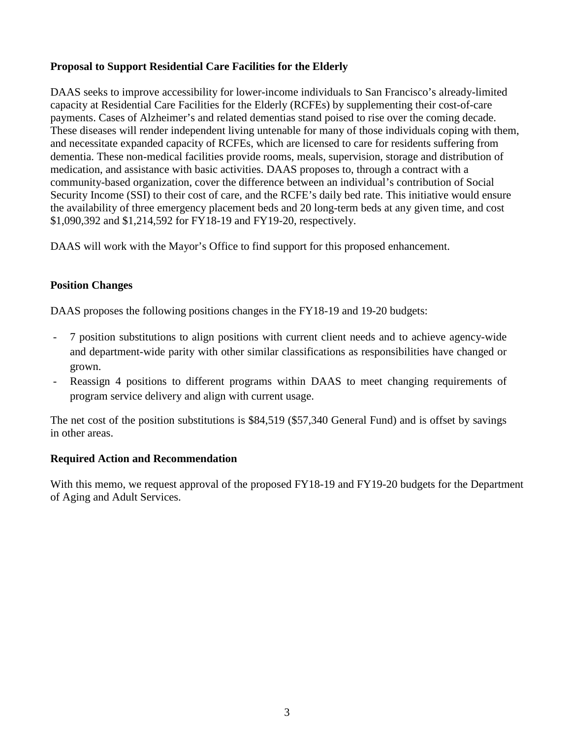**Proposal to Support Residential Care Facilities for the Elderly**

DAAS seeks to improve accessibility for lower-income individuals to San Francisco's already-limited capacity at Residential Care Facilities for the Elderly (RCFEs) by supplementing their cost-of-care payments. Cases of Alzheimer's and related dementias stand poised to rise over the coming decade. These diseases will render independent living untenable for many of those individuals coping with them, and necessitate expanded capacity of RCFEs, which are licensed to care for residents suffering from dementia. These non-medical facilities provide rooms, meals, supervision, storage and distribution of medication, and assistance with basic activities. DAAS proposes to, through a contract with a community-based organization, cover the difference between an individual's contribution of Social Security Income (SSI) to their cost of care, and the RCFE's daily bed rate. This initiative would ensure the availability of three emergency placement beds and 20 long-term beds at any given time, and cost $1,090,392 and $1,214,592 for FY18-19 and FY19-20, respectively.

DAAS will work with the Mayor's Office to find support for this proposed enhancement.

**Position Changes**

DAAS proposes the following positions changes in the FY18-19 and 19-20 budgets:

- 7 position substitutions to align positions with current client needs and to achieve agency-wide and department-wide parity with other similar classifications as responsibilities have changed or grown.
- Reassign 4 positions to different programs within DAAS to meet changing requirements of program service delivery and align with current usage.

The net cost of the position substitutions is $84,519 ($57,340 General Fund) and is offset by savings in other areas.

**Required Action and Recommendation**

With this memo, we request approval of the proposed FY18-19 and FY19-20 budgets for the Department of Aging and Adult Services.